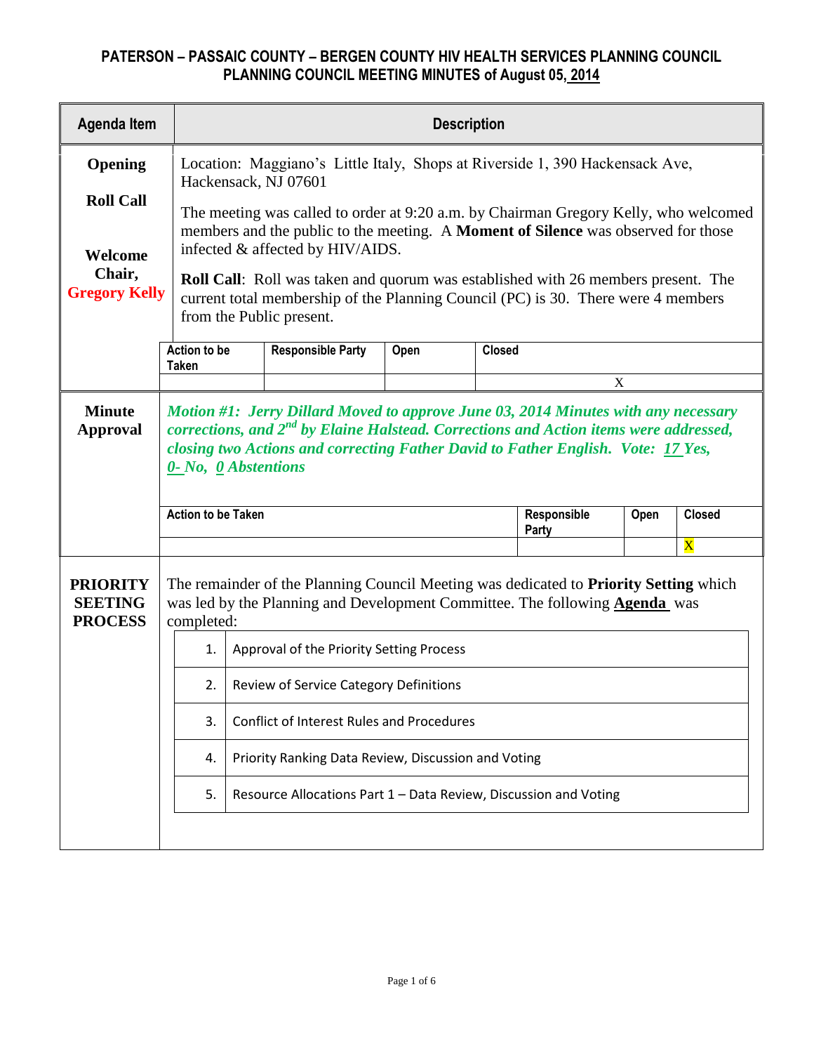# PATERSON – PASSAIC COUNTY – BERGEN COUNTY HIV HEALTH SERVICES PLANNING COUNCIL
## PLANNING COUNCIL MEETING MINUTES of August 05, 2014

| Agenda Item | Description | | | |
|---|---|---|---|---|
| **Opening**<br><br>**Roll Call**<br><br>**Welcome Chair, Gregory Kelly** | Location: Maggiano's Little Italy, Shops at Riverside 1, 390 Hackensack Ave, Hackensack, NJ 07601<br><br>The meeting was called to order at 9:20 a.m. by Chairman Gregory Kelly, who welcomed members and the public to the meeting. A **Moment of Silence** was observed for those infected & affected by HIV/AIDS.<br><br>**Roll Call**: Roll was taken and quorum was established with 26 members present. The current total membership of the Planning Council (PC) is 30. There were 4 members from the Public present. | | | |
| | **Action to be Taken** | **Responsible Party** | **Open** | **Closed** |
| | | | | X |
| **Minute Approval** | ***Motion #1: Jerry Dillard Moved to approve June 03, 2014 Minutes with any necessary corrections, and 2nd by Elaine Halstead. Corrections and Action items were addressed, closing two Actions and correcting Father David to Father English. Vote: 17 Yes, 0- No, 0 Abstentions*** | | | |
| | **Action to be Taken** | **Responsible Party** | **Open** | **Closed** |
| | | | | X |
| **PRIORITY SEETING PROCESS** | The remainder of the Planning Council Meeting was dedicated to **Priority Setting** which was led by the Planning and Development Committee. The following **Agenda** was completed:<br><br>1. Approval of the Priority Setting Process<br>2. Review of Service Category Definitions<br>3. Conflict of Interest Rules and Procedures<br>4. Priority Ranking Data Review, Discussion and Voting<br>5. Resource Allocations Part 1 – Data Review, Discussion and Voting | | | |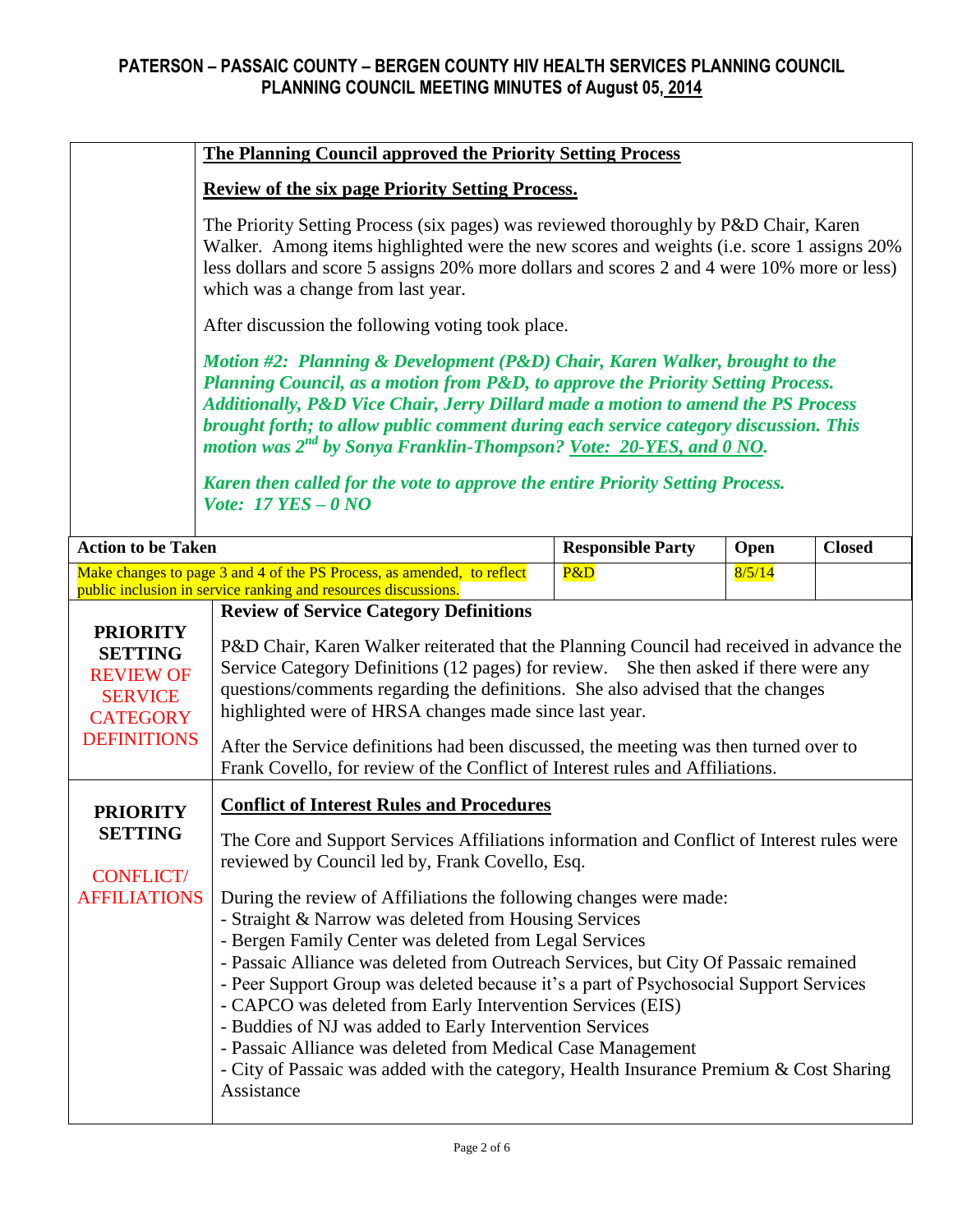# PATERSON – PASSAIC COUNTY – BERGEN COUNTY HIV HEALTH SERVICES PLANNING COUNCIL
## PLANNING COUNCIL MEETING MINUTES of August 05, 2014

**The Planning Council approved the Priority Setting Process**

**Review of the six page Priority Setting Process.**

The Priority Setting Process (six pages) was reviewed thoroughly by P&D Chair, Karen Walker. Among items highlighted were the new scores and weights (i.e. score 1 assigns 20% less dollars and score 5 assigns 20% more dollars and scores 2 and 4 were 10% more or less) which was a change from last year.

After discussion the following voting took place.

***Motion #2: Planning & Development (P&D) Chair, Karen Walker, brought to the Planning Council, as a motion from P&D, to approve the Priority Setting Process. Additionally, P&D Vice Chair, Jerry Dillard made a motion to amend the PS Process brought forth; to allow public comment during each service category discussion. This motion was 2nd by Sonya Franklin-Thompson? Vote: 20-YES, and 0 NO.***

***Karen then called for the vote to approve the entire Priority Setting Process. Vote: 17 YES – 0 NO***

| Action to be Taken | Responsible Party | Open | Closed |
|---|---|---|---|
| Make changes to page 3 and 4 of the PS Process, as amended, to reflect public inclusion in service ranking and resources discussions. | P&D | 8/5/14 | |

**PRIORITY SETTING – REVIEW OF SERVICE CATEGORY DEFINITIONS**

**Review of Service Category Definitions**

P&D Chair, Karen Walker reiterated that the Planning Council had received in advance the Service Category Definitions (12 pages) for review. She then asked if there were any questions/comments regarding the definitions. She also advised that the changes highlighted were of HRSA changes made since last year.

After the Service definitions had been discussed, the meeting was then turned over to Frank Covello, for review of the Conflict of Interest rules and Affiliations.

**PRIORITY SETTING – CONFLICT/ AFFILIATIONS**

**Conflict of Interest Rules and Procedures**

The Core and Support Services Affiliations information and Conflict of Interest rules were reviewed by Council led by, Frank Covello, Esq.

During the review of Affiliations the following changes were made:
- Straight & Narrow was deleted from Housing Services
- Bergen Family Center was deleted from Legal Services
- Passaic Alliance was deleted from Outreach Services, but City Of Passaic remained
- Peer Support Group was deleted because it's a part of Psychosocial Support Services
- CAPCO was deleted from Early Intervention Services (EIS)
- Buddies of NJ was added to Early Intervention Services
- Passaic Alliance was deleted from Medical Case Management
- City of Passaic was added with the category, Health Insurance Premium & Cost Sharing Assistance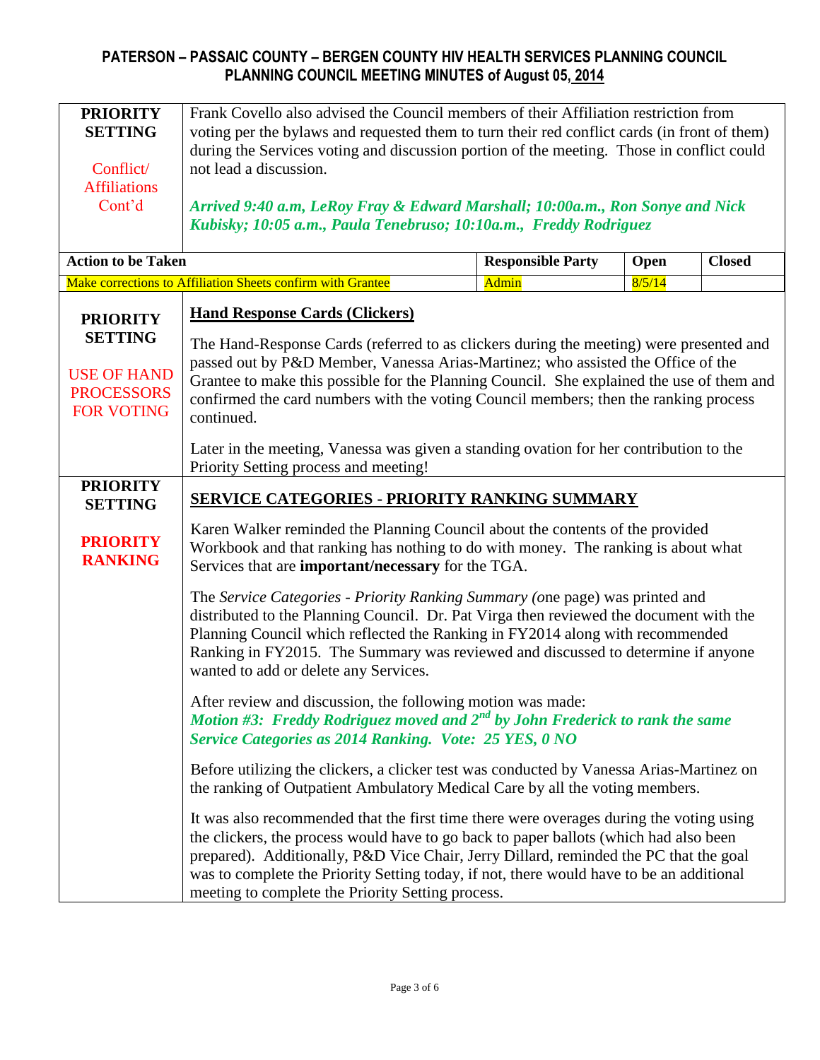# PATERSON – PASSAIC COUNTY – BERGEN COUNTY HIV HEALTH SERVICES PLANNING COUNCIL
## PLANNING COUNCIL MEETING MINUTES of August 05, 2014

| | |
|---|---|
| **PRIORITY SETTING**<br><br>Conflict/ Affiliations Cont'd | Frank Covello also advised the Council members of their Affiliation restriction from voting per the bylaws and requested them to turn their red conflict cards (in front of them) during the Services voting and discussion portion of the meeting. Those in conflict could not lead a discussion.<br><br>***Arrived 9:40 a.m, LeRoy Fray & Edward Marshall; 10:00a.m., Ron Sonye and Nick Kubisky; 10:05 a.m., Paula Tenebruso; 10:10a.m., Freddy Rodriguez*** |

| Action to be Taken | Responsible Party | Open | Closed |
|---|---|---|---|
| Make corrections to Affiliation Sheets confirm with Grantee | Admin | 8/5/14 | |

| | |
|---|---|
| **PRIORITY SETTING**<br><br>USE OF HAND PROCESSORS FOR VOTING | **Hand Response Cards (Clickers)**<br><br>The Hand-Response Cards (referred to as clickers during the meeting) were presented and passed out by P&D Member, Vanessa Arias-Martinez; who assisted the Office of the Grantee to make this possible for the Planning Council. She explained the use of them and confirmed the card numbers with the voting Council members; then the ranking process continued.<br><br>Later in the meeting, Vanessa was given a standing ovation for her contribution to the Priority Setting process and meeting! |
| **PRIORITY SETTING**<br><br>**PRIORITY RANKING** | **SERVICE CATEGORIES - PRIORITY RANKING SUMMARY**<br><br>Karen Walker reminded the Planning Council about the contents of the provided Workbook and that ranking has nothing to do with money. The ranking is about what Services that are **important/necessary** for the TGA.<br><br>The *Service Categories - Priority Ranking Summary (*one page) was printed and distributed to the Planning Council. Dr. Pat Virga then reviewed the document with the Planning Council which reflected the Ranking in FY2014 along with recommended Ranking in FY2015. The Summary was reviewed and discussed to determine if anyone wanted to add or delete any Services.<br><br>After review and discussion, the following motion was made:<br>***Motion #3: Freddy Rodriguez moved and 2nd by John Frederick to rank the same Service Categories as 2014 Ranking. Vote: 25 YES, 0 NO***<br><br>Before utilizing the clickers, a clicker test was conducted by Vanessa Arias-Martinez on the ranking of Outpatient Ambulatory Medical Care by all the voting members.<br><br>It was also recommended that the first time there were overages during the voting using the clickers, the process would have to go back to paper ballots (which had also been prepared). Additionally, P&D Vice Chair, Jerry Dillard, reminded the PC that the goal was to complete the Priority Setting today, if not, there would have to be an additional meeting to complete the Priority Setting process. |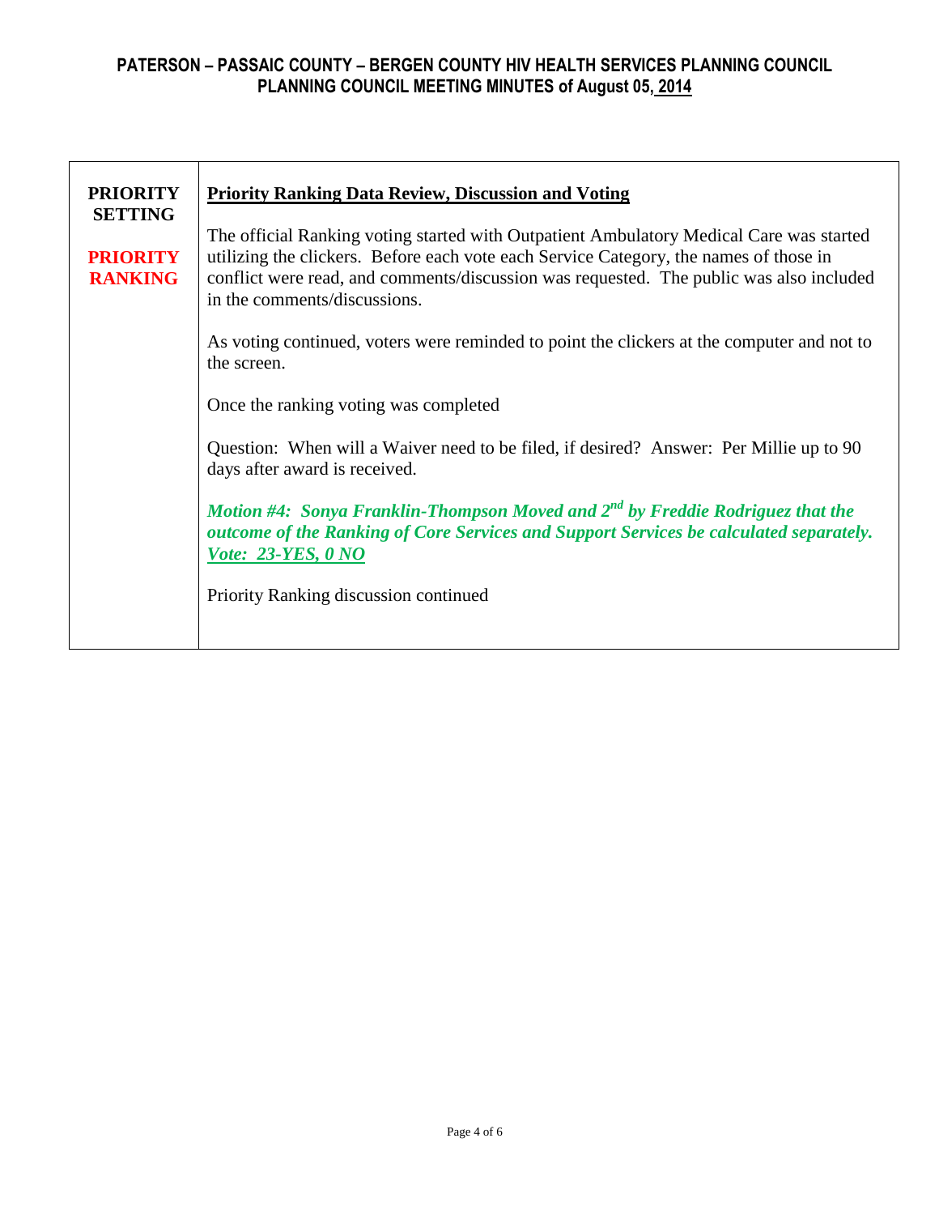| PRIORITY SETTING<br><br>**PRIORITY RANKING** | **Priority Ranking Data Review, Discussion and Voting**<br><br>The official Ranking voting started with Outpatient Ambulatory Medical Care was started utilizing the clickers. Before each vote each Service Category, the names of those in conflict were read, and comments/discussion was requested. The public was also included in the comments/discussions.<br><br>As voting continued, voters were reminded to point the clickers at the computer and not to the screen.<br><br>Once the ranking voting was completed<br><br>Question: When will a Waiver need to be filed, if desired? Answer: Per Millie up to 90 days after award is received.<br><br>***Motion #4: Sonya Franklin-Thompson Moved and 2nd by Freddie Rodriguez that the outcome of the Ranking of Core Services and Support Services be calculated separately. Vote: 23-YES, 0 NO***<br><br>Priority Ranking discussion continued |
|---|---|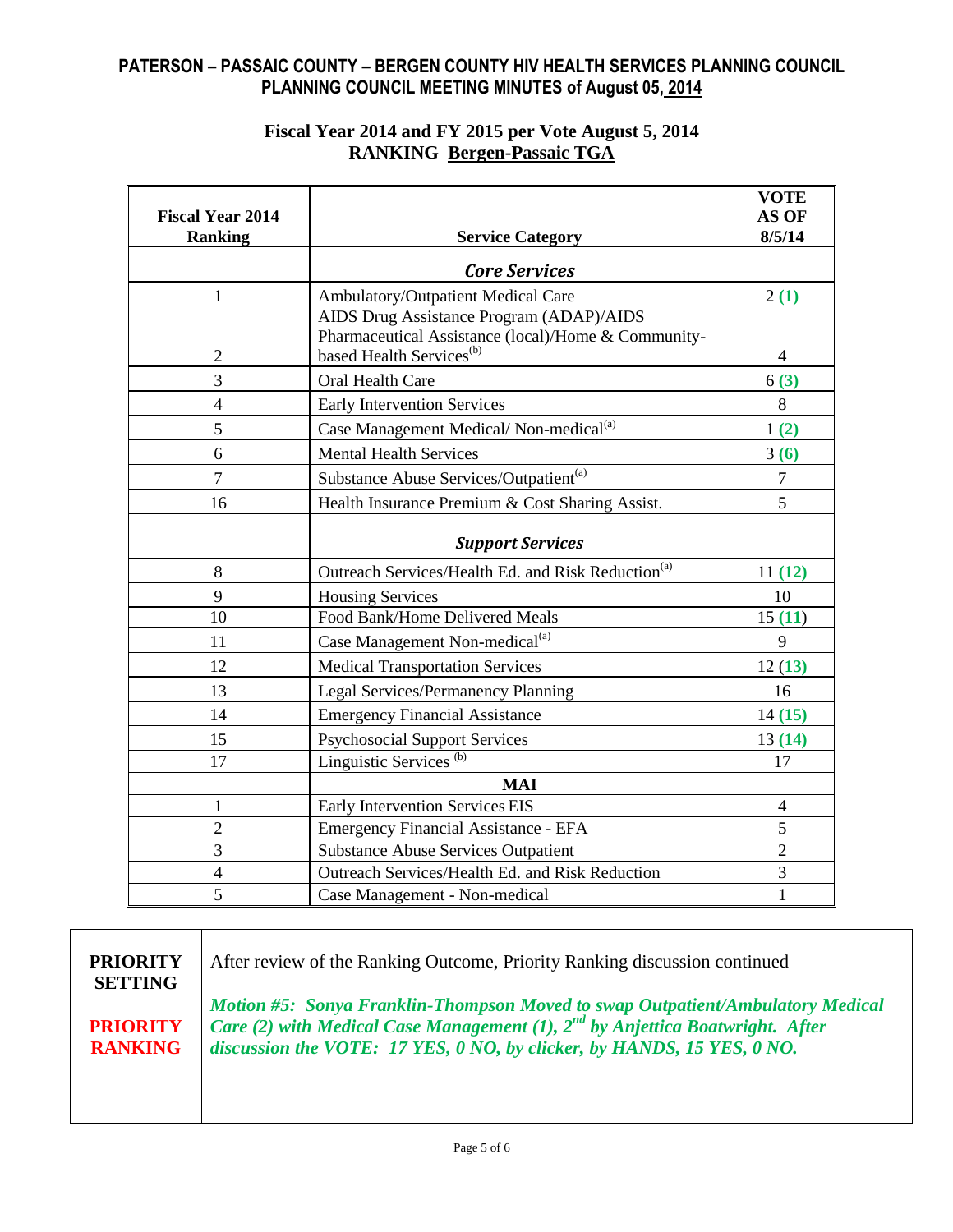**Fiscal Year 2014 and FY 2015 per Vote August 5, 2014**
**RANKING Bergen-Passaic TGA**

| Fiscal Year 2014 Ranking | Service Category | VOTE AS OF 8/5/14 |
|---|---|---|
| | ***Core Services*** | |
| 1 | Ambulatory/Outpatient Medical Care | 2 **(1)** |
| 2 | AIDS Drug Assistance Program (ADAP)/AIDS Pharmaceutical Assistance (local)/Home & Community-based Health Services[(b)] | 4 |
| 3 | Oral Health Care | 6 **(3)** |
| 4 | Early Intervention Services | 8 |
| 5 | Case Management Medical/ Non-medical[(a)] | 1 **(2)** |
| 6 | Mental Health Services | 3 **(6)** |
| 7 | Substance Abuse Services/Outpatient[(a)] | 7 |
| 16 | Health Insurance Premium & Cost Sharing Assist. | 5 |
| | ***Support Services*** | |
| 8 | Outreach Services/Health Ed. and Risk Reduction[(a)] | 11 **(12)** |
| 9 | Housing Services | 10 |
| 10 | Food Bank/Home Delivered Meals | 15 (**11**) |
| 11 | Case Management Non-medical[(a)] | 9 |
| 12 | Medical Transportation Services | 12 **(13)** |
| 13 | Legal Services/Permanency Planning | 16 |
| 14 | Emergency Financial Assistance | 14 **(15)** |
| 15 | Psychosocial Support Services | 13 **(14)** |
| 17 | Linguistic Services [(b)] | 17 |
| | **MAI** | |
| 1 | Early Intervention Services EIS | 4 |
| 2 | Emergency Financial Assistance - EFA | 5 |
| 3 | Substance Abuse Services Outpatient | 2 |
| 4 | Outreach Services/Health Ed. and Risk Reduction | 3 |
| 5 | Case Management - Non-medical | 1 |

| | |
|---|---|
| **PRIORITY SETTING** **PRIORITY RANKING** | After review of the Ranking Outcome, Priority Ranking discussion continued ***Motion #5: Sonya Franklin-Thompson Moved to swap Outpatient/Ambulatory Medical Care (2) with Medical Case Management (1), 2nd by Anjettica Boatwright. After discussion the VOTE: 17 YES, 0 NO, by clicker, by HANDS, 15 YES, 0 NO.*** |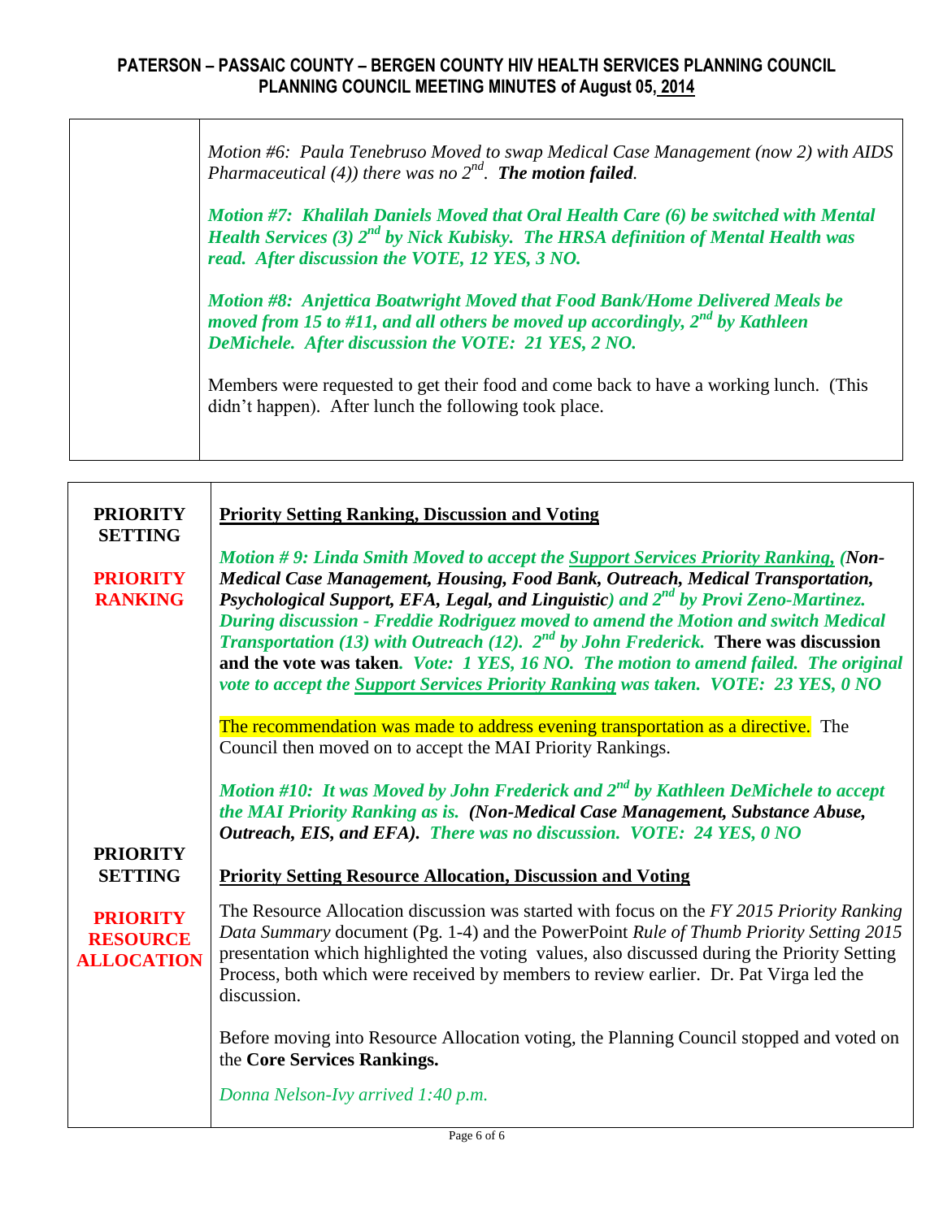| | |
|---|---|
| | *Motion #6: Paula Tenebruso Moved to swap Medical Case Management (now 2) with AIDS Pharmaceutical (4)) there was no $2^{nd}$.* ***The motion failed.*** <br><br> ***Motion #7: Khalilah Daniels Moved that Oral Health Care (6) be switched with Mental Health Services (3) $2^{nd}$ by Nick Kubisky. The HRSA definition of Mental Health was read. After discussion the VOTE, 12 YES, 3 NO.*** <br><br> ***Motion #8: Anjettica Boatwright Moved that Food Bank/Home Delivered Meals be moved from 15 to #11, and all others be moved up accordingly, $2^{nd}$ by Kathleen DeMichele. After discussion the VOTE: 21 YES, 2 NO.*** <br><br> Members were requested to get their food and come back to have a working lunch. (This didn't happen). After lunch the following took place. |

| | |
|---|---|
| **PRIORITY SETTING** <br><br> **PRIORITY RANKING** | **<u>Priority Setting Ranking, Discussion and Voting</u>** <br><br> ***Motion # 9: Linda Smith Moved to accept the <u>Support Services Priority Ranking,</u> (Non-Medical Case Management, Housing, Food Bank, Outreach, Medical Transportation, Psychological Support, EFA, Legal, and Linguistic) and $2^{nd}$ by Provi Zeno-Martinez. During discussion - Freddie Rodriguez moved to amend the Motion and switch Medical Transportation (13) with Outreach (12). $2^{nd}$ by John Frederick.*** **There was discussion and the vote was taken*****. Vote: 1 YES, 16 NO. The motion to amend failed. The original vote to accept the <u>Support Services Priority Ranking</u> was taken. VOTE: 23 YES, 0 NO*** <br><br> The recommendation was made to address evening transportation as a directive. The Council then moved on to accept the MAI Priority Rankings. <br><br> ***Motion #10: It was Moved by John Frederick and $2^{nd}$ by Kathleen DeMichele to accept the MAI Priority Ranking as is. (Non-Medical Case Management, Substance Abuse, Outreach, EIS, and EFA). There was no discussion. VOTE: 24 YES, 0 NO*** |
| **PRIORITY SETTING** <br><br> **PRIORITY RESOURCE ALLOCATION** | **<u>Priority Setting Resource Allocation, Discussion and Voting</u>** <br><br> The Resource Allocation discussion was started with focus on the *FY 2015 Priority Ranking Data Summary* document (Pg. 1-4) and the PowerPoint *Rule of Thumb Priority Setting 2015* presentation which highlighted the voting values, also discussed during the Priority Setting Process, both which were received by members to review earlier. Dr. Pat Virga led the discussion. <br><br> Before moving into Resource Allocation voting, the Planning Council stopped and voted on the **Core Services Rankings.** <br><br> *Donna Nelson-Ivy arrived 1:40 p.m.* |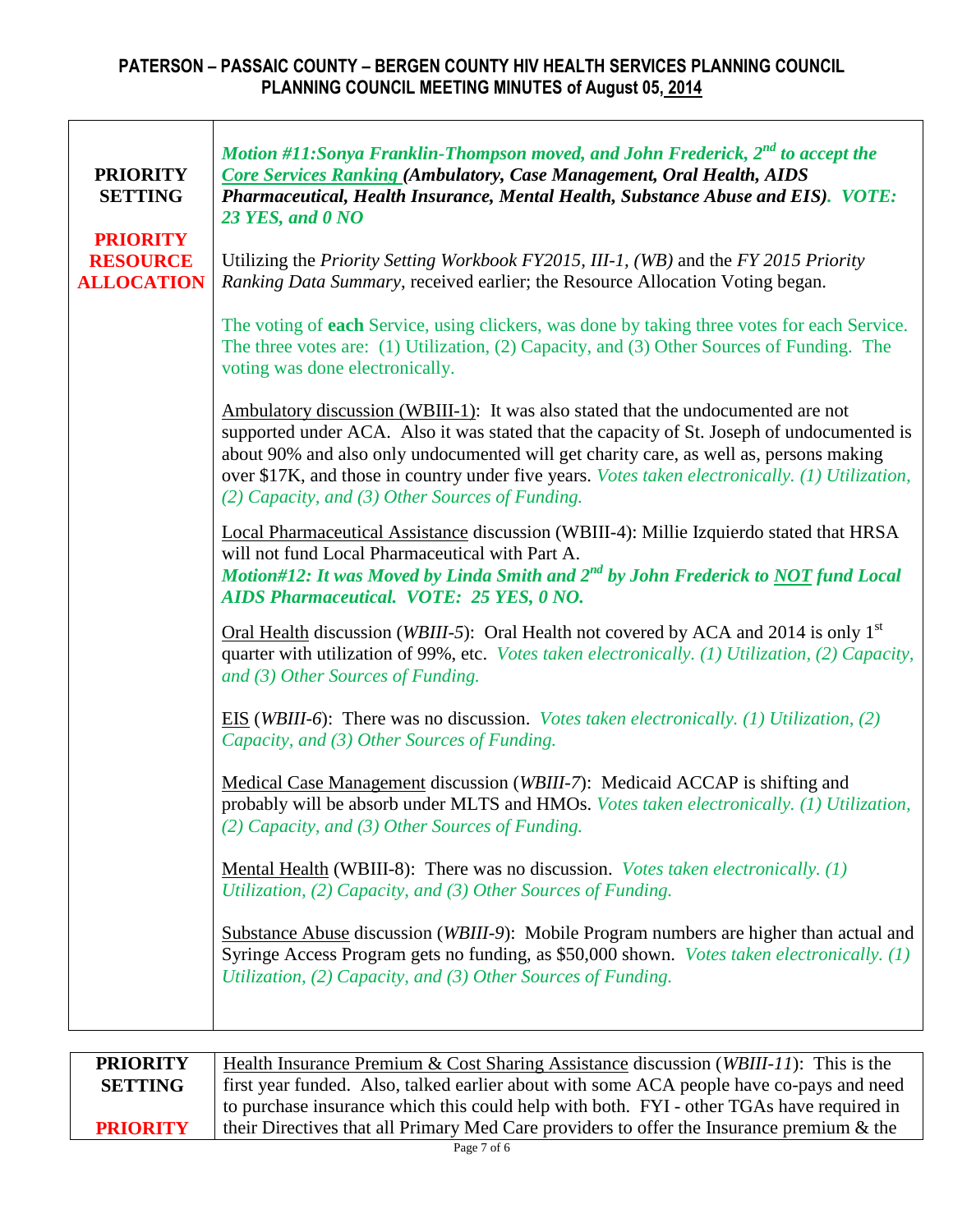| PRIORITY SETTING<br><br>PRIORITY RESOURCE ALLOCATION | ***Motion #11:Sonya Franklin-Thompson moved, and John Frederick, 2nd to accept the <u>Core Services Ranking</u> (Ambulatory, Case Management, Oral Health, AIDS Pharmaceutical, Health Insurance, Mental Health, Substance Abuse and EIS). VOTE: 23 YES, and 0 NO***<br><br>Utilizing the *Priority Setting Workbook FY2015, III-1, (WB)* and the *FY 2015 Priority Ranking Data Summary*, received earlier; the Resource Allocation Voting began.<br><br>The voting of **each** Service, using clickers, was done by taking three votes for each Service. The three votes are: (1) Utilization, (2) Capacity, and (3) Other Sources of Funding. The voting was done electronically.<br><br><u>Ambulatory discussion (WBIII-1)</u>: It was also stated that the undocumented are not supported under ACA. Also it was stated that the capacity of St. Joseph of undocumented is about 90% and also only undocumented will get charity care, as well as, persons making over $17K, and those in country under five years. *Votes taken electronically. (1) Utilization, (2) Capacity, and (3) Other Sources of Funding.*<br><br><u>Local Pharmaceutical Assistance</u> discussion (WBIII-4): Millie Izquierdo stated that HRSA will not fund Local Pharmaceutical with Part A.<br>***Motion#12: It was Moved by Linda Smith and 2nd by John Frederick to <u>NOT</u> fund Local AIDS Pharmaceutical. VOTE: 25 YES, 0 NO.***<br><br><u>Oral Health</u> discussion (*WBIII-5*): Oral Health not covered by ACA and 2014 is only 1st quarter with utilization of 99%, etc. *Votes taken electronically. (1) Utilization, (2) Capacity, and (3) Other Sources of Funding.*<br><br><u>EIS</u> (*WBIII-6*): There was no discussion. *Votes taken electronically. (1) Utilization, (2) Capacity, and (3) Other Sources of Funding.*<br><br><u>Medical Case Management</u> discussion (*WBIII-7*): Medicaid ACCAP is shifting and probably will be absorb under MLTS and HMOs. *Votes taken electronically. (1) Utilization, (2) Capacity, and (3) Other Sources of Funding.*<br><br><u>Mental Health</u> (WBIII-8): There was no discussion. *Votes taken electronically. (1) Utilization, (2) Capacity, and (3) Other Sources of Funding.*<br><br><u>Substance Abuse</u> discussion (*WBIII-9*): Mobile Program numbers are higher than actual and Syringe Access Program gets no funding, as $50,000 shown. *Votes taken electronically. (1) Utilization, (2) Capacity, and (3) Other Sources of Funding.* |
|---|---|

| PRIORITY SETTING<br><br>PRIORITY | <u>Health Insurance Premium & Cost Sharing Assistance</u> discussion (*WBIII-11*): This is the first year funded. Also, talked earlier about with some ACA people have co-pays and need to purchase insurance which this could help with both. FYI - other TGAs have required in their Directives that all Primary Med Care providers to offer the Insurance premium & the |
|---|---|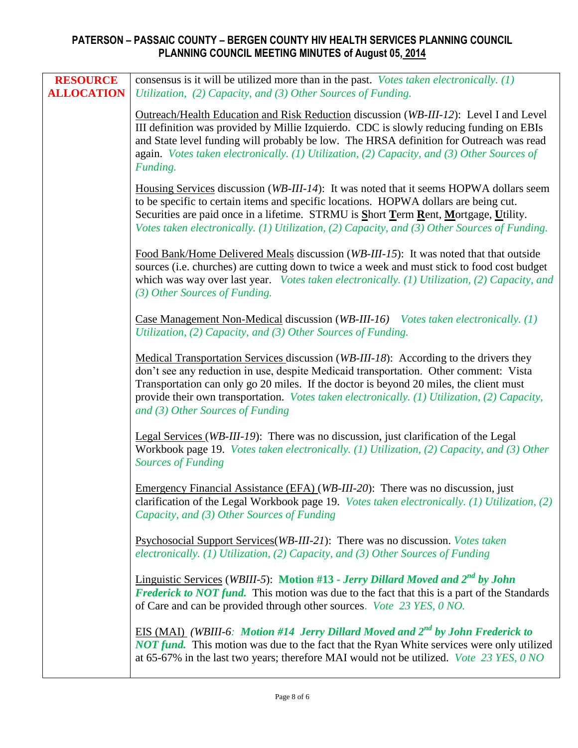| | |
|---|---|
| **RESOURCE ALLOCATION** | consensus is it will be utilized more than in the past. *Votes taken electronically. (1) Utilization, (2) Capacity, and (3) Other Sources of Funding.*<br><br>Outreach/Health Education and Risk Reduction discussion (*WB-III-12*): Level I and Level III definition was provided by Millie Izquierdo. CDC is slowly reducing funding on EBIs and State level funding will probably be low. The HRSA definition for Outreach was read again. *Votes taken electronically. (1) Utilization, (2) Capacity, and (3) Other Sources of Funding.*<br><br>Housing Services discussion (*WB-III-14*): It was noted that it seems HOPWA dollars seem to be specific to certain items and specific locations. HOPWA dollars are being cut. Securities are paid once in a lifetime. STRMU is **S**hort **T**erm **R**ent, **M**ortgage, **U**tility. *Votes taken electronically. (1) Utilization, (2) Capacity, and (3) Other Sources of Funding.*<br><br>Food Bank/Home Delivered Meals discussion (*WB-III-15*): It was noted that that outside sources (i.e. churches) are cutting down to twice a week and must stick to food cost budget which was way over last year. *Votes taken electronically. (1) Utilization, (2) Capacity, and (3) Other Sources of Funding.*<br><br>Case Management Non-Medical discussion (*WB-III-16)* *Votes taken electronically. (1) Utilization, (2) Capacity, and (3) Other Sources of Funding.*<br><br>Medical Transportation Services discussion (*WB-III-18*): According to the drivers they don't see any reduction in use, despite Medicaid transportation. Other comment: Vista Transportation can only go 20 miles. If the doctor is beyond 20 miles, the client must provide their own transportation. *Votes taken electronically. (1) Utilization, (2) Capacity, and (3) Other Sources of Funding*<br><br>Legal Services (*WB-III-19*): There was no discussion, just clarification of the Legal Workbook page 19. *Votes taken electronically. (1) Utilization, (2) Capacity, and (3) Other Sources of Funding*<br><br>Emergency Financial Assistance (EFA) (*WB-III-20*): There was no discussion, just clarification of the Legal Workbook page 19. *Votes taken electronically. (1) Utilization, (2) Capacity, and (3) Other Sources of Funding*<br><br>Psychosocial Support Services(*WB-III-21*): There was no discussion. *Votes taken electronically. (1) Utilization, (2) Capacity, and (3) Other Sources of Funding*<br><br>Linguistic Services (*WBIII-5*): **Motion #13 - *Jerry Dillard Moved and 2nd by John Frederick to NOT fund.*** This motion was due to the fact that this is a part of the Standards of Care and can be provided through other sources. *Vote 23 YES, 0 NO.*<br><br>EIS (MAI) *(WBIII-6: **Motion #14 Jerry Dillard Moved and 2nd by John Frederick to NOT fund.*** This motion was due to the fact that the Ryan White services were only utilized at 65-67% in the last two years; therefore MAI would not be utilized. *Vote 23 YES, 0 NO* |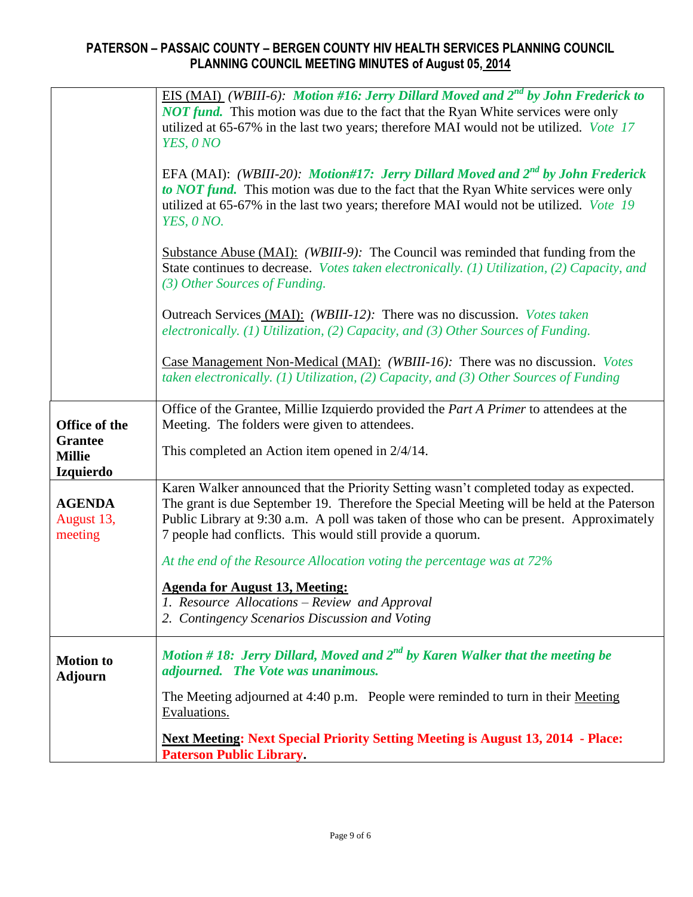| | |
|---|---|
| | EIS (MAI) *(WBIII-6):* ***Motion #16: Jerry Dillard Moved and 2nd by John Frederick to NOT fund.*** This motion was due to the fact that the Ryan White services were only utilized at 65-67% in the last two years; therefore MAI would not be utilized. *Vote 17 YES, 0 NO*<br><br>EFA (MAI): *(WBIII-20):* ***Motion#17: Jerry Dillard Moved and 2nd by John Frederick to NOT fund.*** This motion was due to the fact that the Ryan White services were only utilized at 65-67% in the last two years; therefore MAI would not be utilized. *Vote 19 YES, 0 NO.*<br><br>Substance Abuse (MAI): *(WBIII-9):* The Council was reminded that funding from the State continues to decrease. *Votes taken electronically. (1) Utilization, (2) Capacity, and (3) Other Sources of Funding.*<br><br>Outreach Services (MAI): *(WBIII-12):* There was no discussion. *Votes taken electronically. (1) Utilization, (2) Capacity, and (3) Other Sources of Funding.*<br><br>Case Management Non-Medical (MAI): *(WBIII-16):* There was no discussion. *Votes taken electronically. (1) Utilization, (2) Capacity, and (3) Other Sources of Funding* |
| **Office of the Grantee Millie Izquierdo** | Office of the Grantee, Millie Izquierdo provided the *Part A Primer* to attendees at the Meeting. The folders were given to attendees.<br><br>This completed an Action item opened in 2/4/14. |
| **AGENDA** August 13, meeting | Karen Walker announced that the Priority Setting wasn't completed today as expected. The grant is due September 19. Therefore the Special Meeting will be held at the Paterson Public Library at 9:30 a.m. A poll was taken of those who can be present. Approximately 7 people had conflicts. This would still provide a quorum.<br><br>*At the end of the Resource Allocation voting the percentage was at 72%*<br><br>**Agenda for August 13, Meeting:**<br>*1. Resource Allocations – Review and Approval*<br>*2. Contingency Scenarios Discussion and Voting* |
| **Motion to Adjourn** | ***Motion # 18: Jerry Dillard, Moved and 2nd by Karen Walker that the meeting be adjourned. The Vote was unanimous.***<br><br>The Meeting adjourned at 4:40 p.m. People were reminded to turn in their Meeting Evaluations.<br><br>**Next Meeting: Next Special Priority Setting Meeting is August 13, 2014 - Place: Paterson Public Library.** |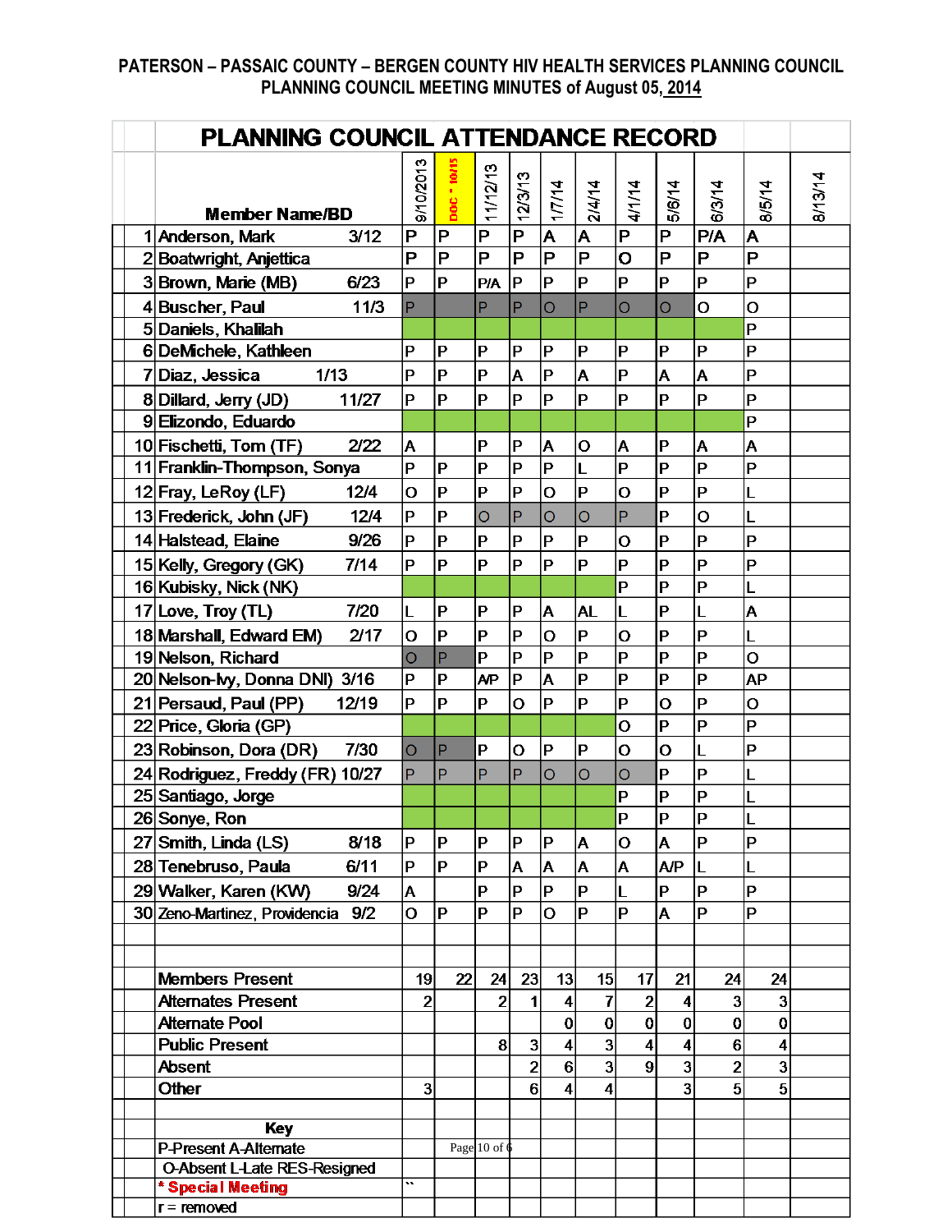PATERSON – PASSAIC COUNTY – BERGEN COUNTY HIV HEALTH SERVICES PLANNING COUNCIL
PLANNING COUNCIL MEETING MINUTES of August 05, 2014

## PLANNING COUNCIL ATTENDANCE RECORD

| | Member Name/BD | | 9/10/2013 | DOC * 10/15 | 11/12/13 | 12/3/13 | 1/7/14 | 2/4/14 | 4/1/14 | 5/6/14 | 6/3/14 | 8/5/14 | 8/13/14 |
|---|---|---|---|---|---|---|---|---|---|---|---|---|---|
| 1 | Anderson, Mark | 3/12 | P | P | P | P | A | A | P | P | P/A | A | |
| 2 | Boatwright, Anjettica | | P | P | P | P | P | P | O | P | P | P | |
| 3 | Brown, Marie (MB) | 6/23 | P | P | P/A | P | P | P | P | P | P | P | |
| 4 | Buscher, Paul | 11/3 | P | | P | P | O | P | O | O | O | O | |
| 5 | Daniels, Khalilah | | | | | | | | | | | P | |
| 6 | DeMichele, Kathleen | | P | P | P | P | P | P | P | P | P | P | |
| 7 | Diaz, Jessica | 1/13 | P | P | P | A | P | A | P | A | A | P | |
| 8 | Dillard, Jerry (JD) | 11/27 | P | P | P | P | P | P | P | P | P | P | |
| 9 | Elizondo, Eduardo | | | | | | | | | | | P | |
| 10 | Fischetti, Tom (TF) | 2/22 | A | | P | P | A | O | A | P | A | A | |
| 11 | Franklin-Thompson, Sonya | | P | P | P | P | P | L | P | P | P | P | |
| 12 | Fray, LeRoy (LF) | 12/4 | O | P | P | P | O | P | O | P | P | L | |
| 13 | Frederick, John (JF) | 12/4 | P | P | O | P | O | O | P | P | O | L | |
| 14 | Halstead, Elaine | 9/26 | P | P | P | P | P | P | O | P | P | P | |
| 15 | Kelly, Gregory (GK) | 7/14 | P | P | P | P | P | P | P | P | P | P | |
| 16 | Kubisky, Nick (NK) | | | | | | | | P | P | P | L | |
| 17 | Love, Troy (TL) | 7/20 | L | P | P | P | A | AL | L | P | L | A | |
| 18 | Marshall, Edward EM) | 2/17 | O | P | P | P | O | P | O | P | P | L | |
| 19 | Nelson, Richard | | O | P | P | P | P | P | P | P | P | O | |
| 20 | Nelson-Ivy, Donna DNI) | 3/16 | P | P | A/P | P | A | P | P | P | P | AP | |
| 21 | Persaud, Paul (PP) | 12/19 | P | P | P | O | P | P | P | O | P | O | |
| 22 | Price, Gloria (GP) | | | | | | | | O | P | P | P | |
| 23 | Robinson, Dora (DR) | 7/30 | O | P | P | O | P | P | O | O | L | P | |
| 24 | Rodriguez, Freddy (FR) | 10/27 | P | P | P | P | O | O | O | P | P | L | |
| 25 | Santiago, Jorge | | | | | | | | P | P | P | L | |
| 26 | Sonye, Ron | | | | | | | | P | P | P | L | |
| 27 | Smith, Linda (LS) | 8/18 | P | P | P | P | P | A | O | A | P | P | |
| 28 | Tenebruso, Paula | 6/11 | P | P | P | A | A | A | A | A/P | L | L | |
| 29 | Walker, Karen (KW) | 9/24 | A | | P | P | P | P | L | P | P | P | |
| 30 | Zeno-Martinez, Providencia | 9/2 | O | P | P | P | O | P | P | A | P | P | |
| | | | | | | | | | | | | | |
| | | | | | | | | | | | | | |
| | Members Present | | 19 | 22 | 24 | 23 | 13 | 15 | 17 | 21 | 24 | 24 | |
| | Alternates Present | | 2 | | 2 | 1 | 4 | 7 | 2 | 4 | 3 | 3 | |
| | Alternate Pool | | | | | | 0 | 0 | 0 | 0 | 0 | 0 | |
| | Public Present | | | | 8 | 3 | 4 | 3 | 4 | 4 | 6 | 4 | |
| | Absent | | | | | 2 | 6 | 3 | 9 | 3 | 2 | 3 | |
| | Other | | 3 | | | 6 | 4 | 4 | | 3 | 5 | 5 | |
| | | | | | | | | | | | | | |
| | Key | | | | | | | | | | | | |
| | P-Present A-Alternate | | | | | | | | | | | | |
| | O-Absent L-Late RES-Resigned | | | | | | | | | | | | |
| | * Special Meeting | | `` | | | | | | | | | | |
| | r = removed | | | | | | | | | | | | |